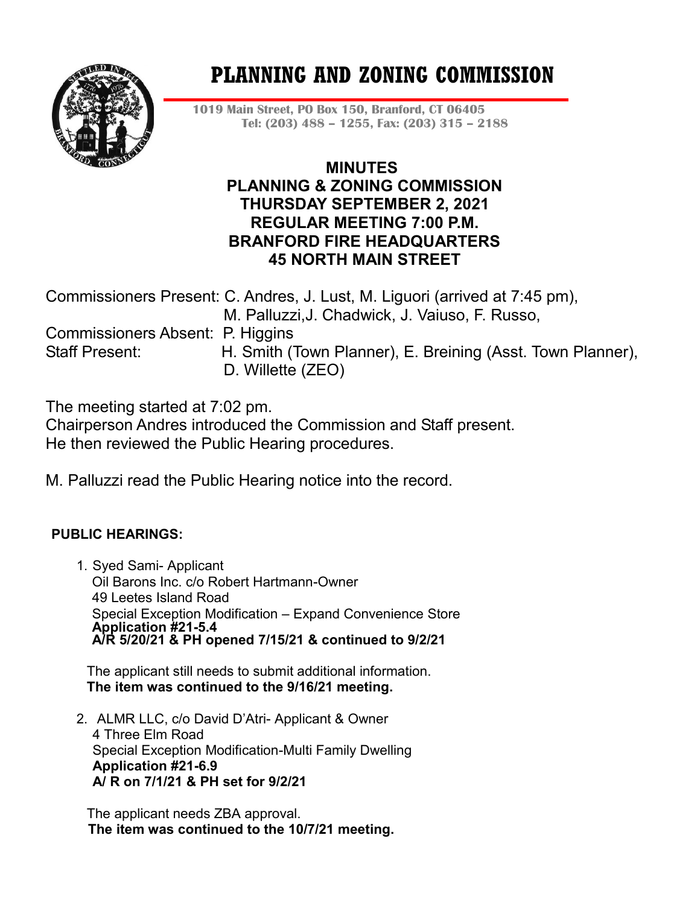# PLANNING AND ZONING COMMISSION

1019 Main Street, PO Box 150, Branford, CT 06405
Tel: (203) 488 – 1255, Fax: (203) 315 – 2188

## MINUTES
## PLANNING & ZONING COMMISSION
## THURSDAY SEPTEMBER 2, 2021
## REGULAR MEETING 7:00 P.M.
## BRANFORD FIRE HEADQUARTERS
## 45 NORTH MAIN STREET

Commissioners Present: C. Andres, J. Lust, M. Liguori (arrived at 7:45 pm), M. Palluzzi, J. Chadwick, J. Vaiuso, F. Russo,
Commissioners Absent: P. Higgins
Staff Present: H. Smith (Town Planner), E. Breining (Asst. Town Planner), D. Willette (ZEO)

The meeting started at 7:02 pm.
Chairperson Andres introduced the Commission and Staff present.
He then reviewed the Public Hearing procedures.

M. Palluzzi read the Public Hearing notice into the record.

**PUBLIC HEARINGS:**

1. Syed Sami- Applicant
   Oil Barons Inc. c/o Robert Hartmann-Owner
   49 Leetes Island Road
   Special Exception Modification – Expand Convenience Store
   **Application #21-5.4**
   **A/R 5/20/21 & PH opened 7/15/21 & continued to 9/2/21**

   The applicant still needs to submit additional information.
   **The item was continued to the 9/16/21 meeting.**

2. ALMR LLC, c/o David D'Atri- Applicant & Owner
   4 Three Elm Road
   Special Exception Modification-Multi Family Dwelling
   **Application #21-6.9**
   **A/ R on 7/1/21 & PH set for 9/2/21**

   The applicant needs ZBA approval.
   **The item was continued to the 10/7/21 meeting.**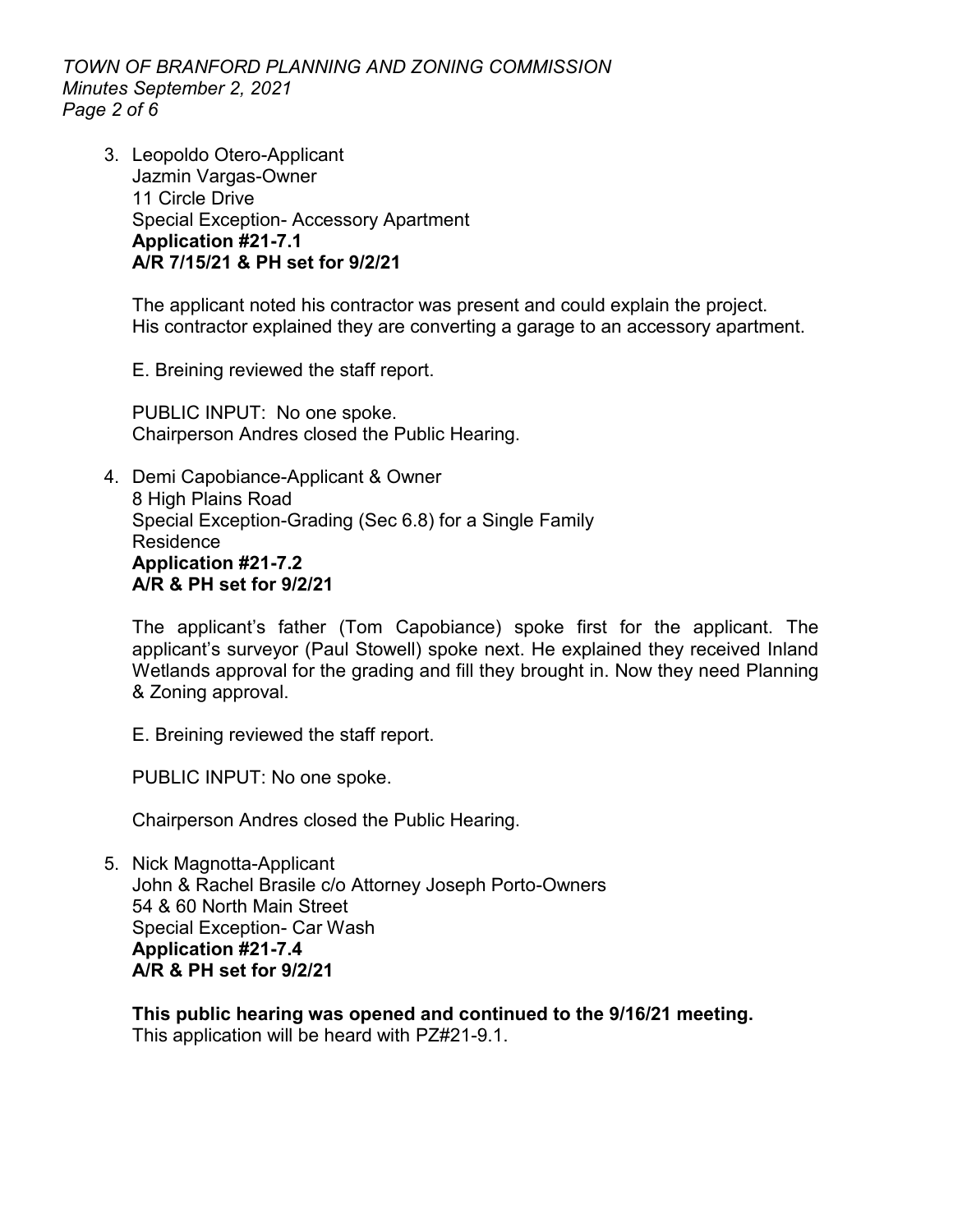3. Leopoldo Otero-Applicant
   Jazmin Vargas-Owner
   11 Circle Drive
   Special Exception- Accessory Apartment
   **Application #21-7.1**
   **A/R 7/15/21 & PH set for 9/2/21**

   The applicant noted his contractor was present and could explain the project. His contractor explained they are converting a garage to an accessory apartment.

   E. Breining reviewed the staff report.

   PUBLIC INPUT: No one spoke.
   Chairperson Andres closed the Public Hearing.

4. Demi Capobiance-Applicant & Owner
   8 High Plains Road
   Special Exception-Grading (Sec 6.8) for a Single Family Residence
   **Application #21-7.2**
   **A/R & PH set for 9/2/21**

   The applicant's father (Tom Capobiance) spoke first for the applicant. The applicant's surveyor (Paul Stowell) spoke next. He explained they received Inland Wetlands approval for the grading and fill they brought in. Now they need Planning & Zoning approval.

   E. Breining reviewed the staff report.

   PUBLIC INPUT: No one spoke.

   Chairperson Andres closed the Public Hearing.

5. Nick Magnotta-Applicant
   John & Rachel Brasile c/o Attorney Joseph Porto-Owners
   54 & 60 North Main Street
   Special Exception- Car Wash
   **Application #21-7.4**
   **A/R & PH set for 9/2/21**

   **This public hearing was opened and continued to the 9/16/21 meeting.**
   This application will be heard with PZ#21-9.1.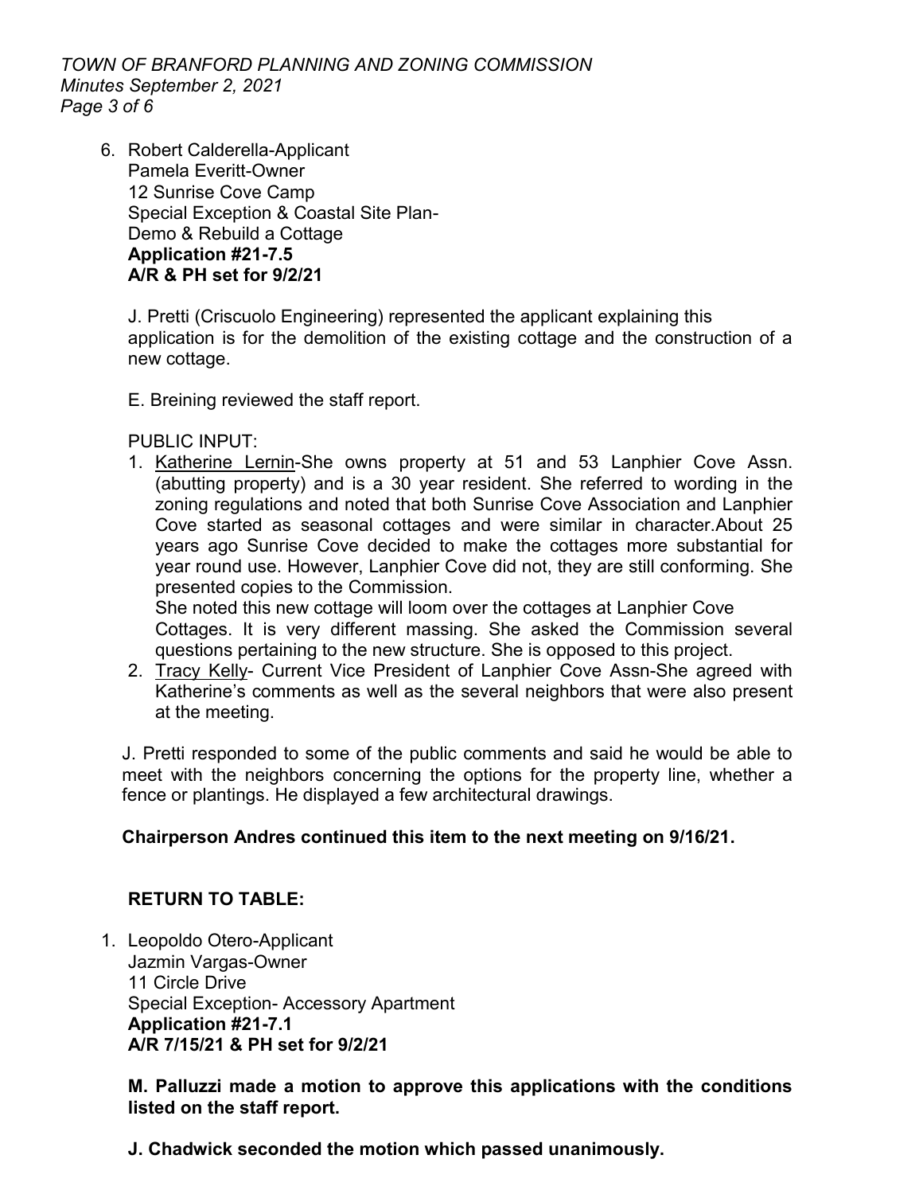6. Robert Calderella-Applicant
   Pamela Everitt-Owner
   12 Sunrise Cove Camp
   Special Exception & Coastal Site Plan-
   Demo & Rebuild a Cottage
   **Application #21-7.5**
   **A/R & PH set for 9/2/21**

   J. Pretti (Criscuolo Engineering) represented the applicant explaining this application is for the demolition of the existing cottage and the construction of a new cottage.

   E. Breining reviewed the staff report.

   PUBLIC INPUT:

   1. Katherine Lernin-She owns property at 51 and 53 Lanphier Cove Assn. (abutting property) and is a 30 year resident. She referred to wording in the zoning regulations and noted that both Sunrise Cove Association and Lanphier Cove started as seasonal cottages and were similar in character.About 25 years ago Sunrise Cove decided to make the cottages more substantial for year round use. However, Lanphier Cove did not, they are still conforming. She presented copies to the Commission.
      She noted this new cottage will loom over the cottages at Lanphier Cove Cottages. It is very different massing. She asked the Commission several questions pertaining to the new structure. She is opposed to this project.
   2. Tracy Kelly- Current Vice President of Lanphier Cove Assn-She agreed with Katherine's comments as well as the several neighbors that were also present at the meeting.

   J. Pretti responded to some of the public comments and said he would be able to meet with the neighbors concerning the options for the property line, whether a fence or plantings. He displayed a few architectural drawings.

   **Chairperson Andres continued this item to the next meeting on 9/16/21.**

**RETURN TO TABLE:**

1. Leopoldo Otero-Applicant
   Jazmin Vargas-Owner
   11 Circle Drive
   Special Exception- Accessory Apartment
   **Application #21-7.1**
   **A/R 7/15/21 & PH set for 9/2/21**

   **M. Palluzzi made a motion to approve this applications with the conditions listed on the staff report.**

   **J. Chadwick seconded the motion which passed unanimously.**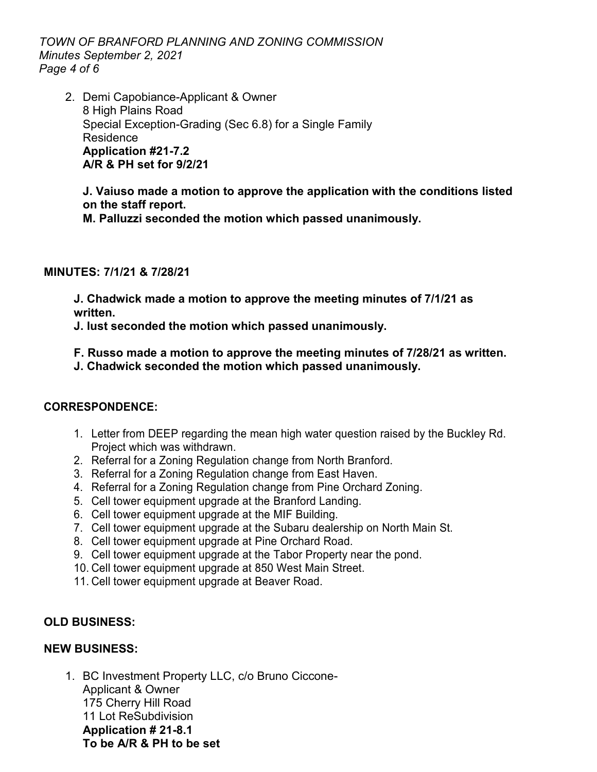2. Demi Capobiance-Applicant & Owner
   8 High Plains Road
   Special Exception-Grading (Sec 6.8) for a Single Family Residence
   **Application #21-7.2**
   **A/R & PH set for 9/2/21**

   **J. Vaiuso made a motion to approve the application with the conditions listed on the staff report.**
   **M. Palluzzi seconded the motion which passed unanimously.**

**MINUTES: 7/1/21 & 7/28/21**

**J. Chadwick made a motion to approve the meeting minutes of 7/1/21 as written.**
**J. Iust seconded the motion which passed unanimously.**

**F. Russo made a motion to approve the meeting minutes of 7/28/21 as written.**
**J. Chadwick seconded the motion which passed unanimously.**

**CORRESPONDENCE:**

1. Letter from DEEP regarding the mean high water question raised by the Buckley Rd. Project which was withdrawn.
2. Referral for a Zoning Regulation change from North Branford.
3. Referral for a Zoning Regulation change from East Haven.
4. Referral for a Zoning Regulation change from Pine Orchard Zoning.
5. Cell tower equipment upgrade at the Branford Landing.
6. Cell tower equipment upgrade at the MIF Building.
7. Cell tower equipment upgrade at the Subaru dealership on North Main St.
8. Cell tower equipment upgrade at Pine Orchard Road.
9. Cell tower equipment upgrade at the Tabor Property near the pond.
10. Cell tower equipment upgrade at 850 West Main Street.
11. Cell tower equipment upgrade at Beaver Road.

**OLD BUSINESS:**

**NEW BUSINESS:**

1. BC Investment Property LLC, c/o Bruno Ciccone-Applicant & Owner
   175 Cherry Hill Road
   11 Lot ReSubdivision
   **Application # 21-8.1**
   **To be A/R & PH to be set**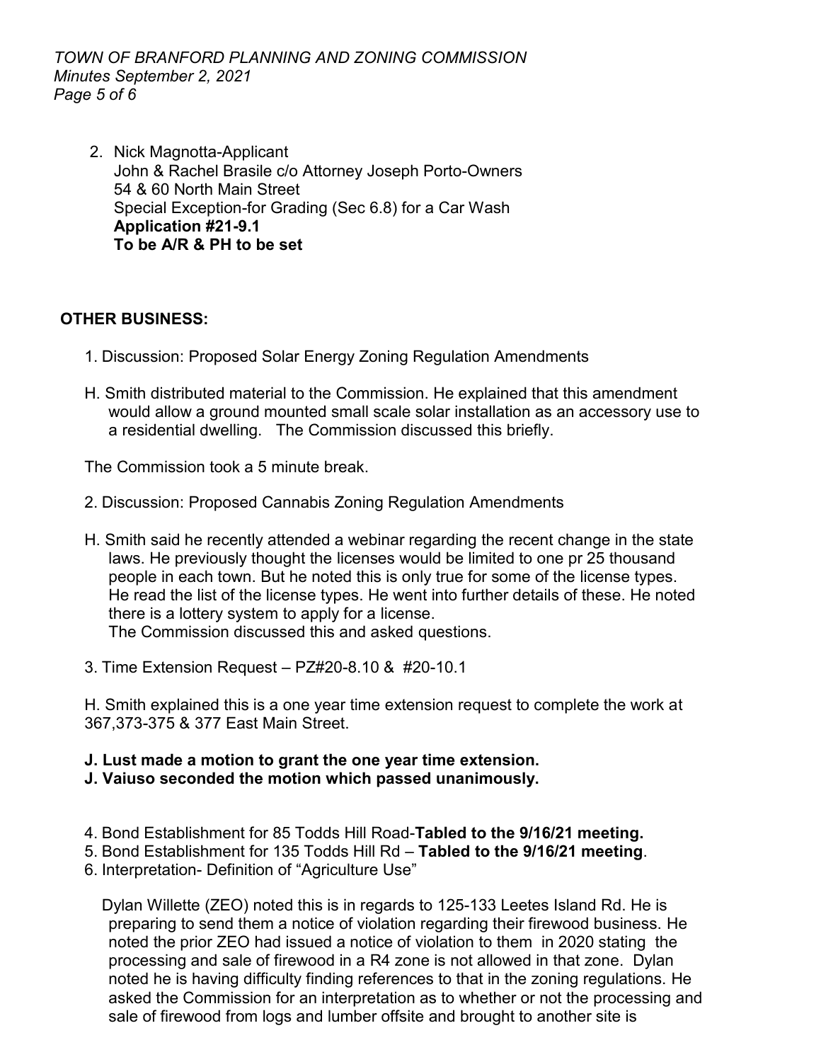2. Nick Magnotta-Applicant
   John & Rachel Brasile c/o Attorney Joseph Porto-Owners
   54 & 60 North Main Street
   Special Exception-for Grading (Sec 6.8) for a Car Wash
   **Application #21-9.1**
   **To be A/R & PH to be set**

## OTHER BUSINESS:

1. Discussion: Proposed Solar Energy Zoning Regulation Amendments

H. Smith distributed material to the Commission. He explained that this amendment would allow a ground mounted small scale solar installation as an accessory use to a residential dwelling. The Commission discussed this briefly.

The Commission took a 5 minute break.

2. Discussion: Proposed Cannabis Zoning Regulation Amendments

H. Smith said he recently attended a webinar regarding the recent change in the state laws. He previously thought the licenses would be limited to one pr 25 thousand people in each town. But he noted this is only true for some of the license types. He read the list of the license types. He went into further details of these. He noted there is a lottery system to apply for a license.
The Commission discussed this and asked questions.

3. Time Extension Request – PZ#20-8.10 & #20-10.1

H. Smith explained this is a one year time extension request to complete the work at 367,373-375 & 377 East Main Street.

**J. Lust made a motion to grant the one year time extension.**
**J. Vaiuso seconded the motion which passed unanimously.**

4. Bond Establishment for 85 Todds Hill Road-**Tabled to the 9/16/21 meeting.**
5. Bond Establishment for 135 Todds Hill Rd – **Tabled to the 9/16/21 meeting**.
6. Interpretation- Definition of "Agriculture Use"

Dylan Willette (ZEO) noted this is in regards to 125-133 Leetes Island Rd. He is preparing to send them a notice of violation regarding their firewood business. He noted the prior ZEO had issued a notice of violation to them in 2020 stating the processing and sale of firewood in a R4 zone is not allowed in that zone. Dylan noted he is having difficulty finding references to that in the zoning regulations. He asked the Commission for an interpretation as to whether or not the processing and sale of firewood from logs and lumber offsite and brought to another site is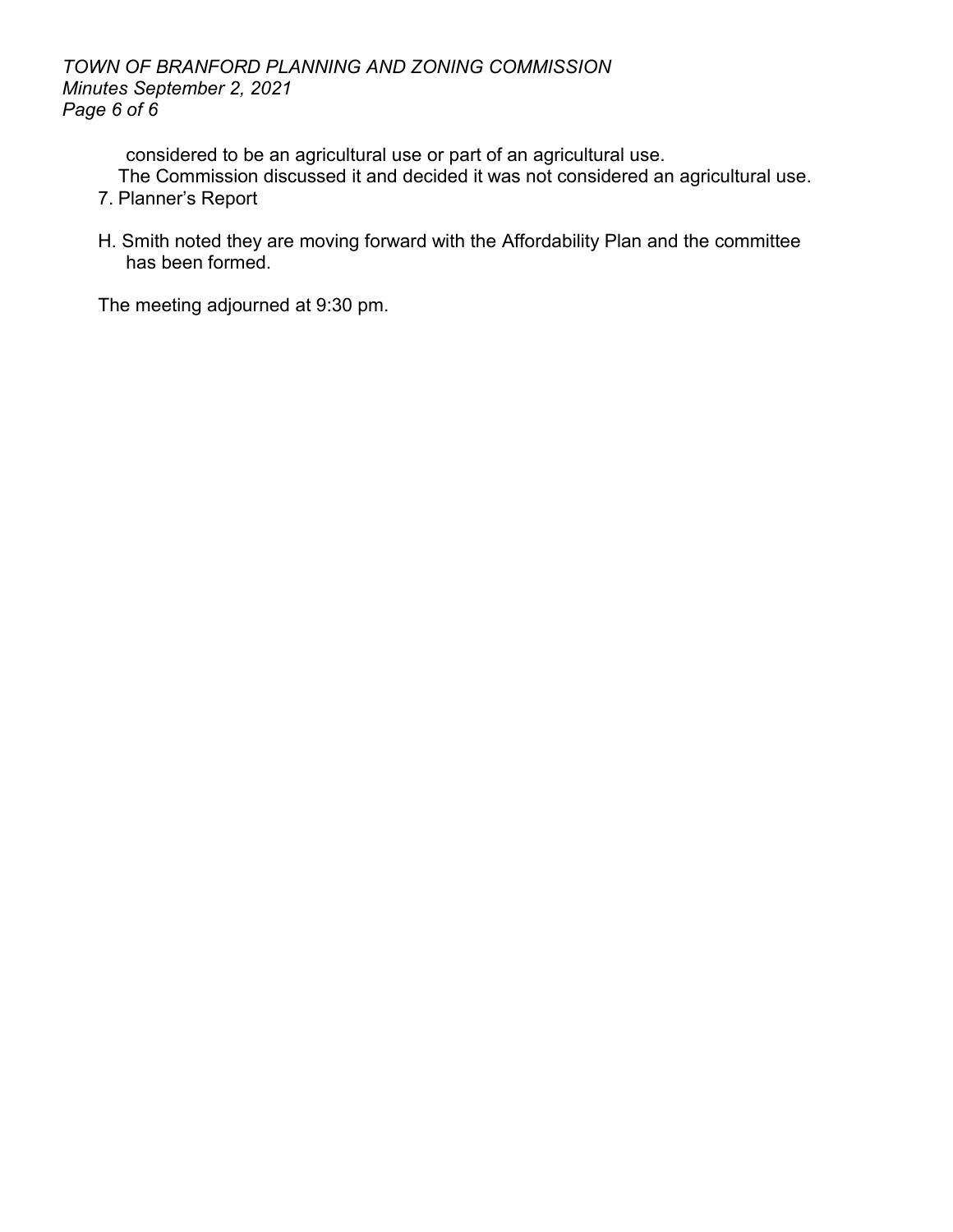considered to be an agricultural use or part of an agricultural use.

The Commission discussed it and decided it was not considered an agricultural use.

7. Planner's Report

H. Smith noted they are moving forward with the Affordability Plan and the committee has been formed.

The meeting adjourned at 9:30 pm.